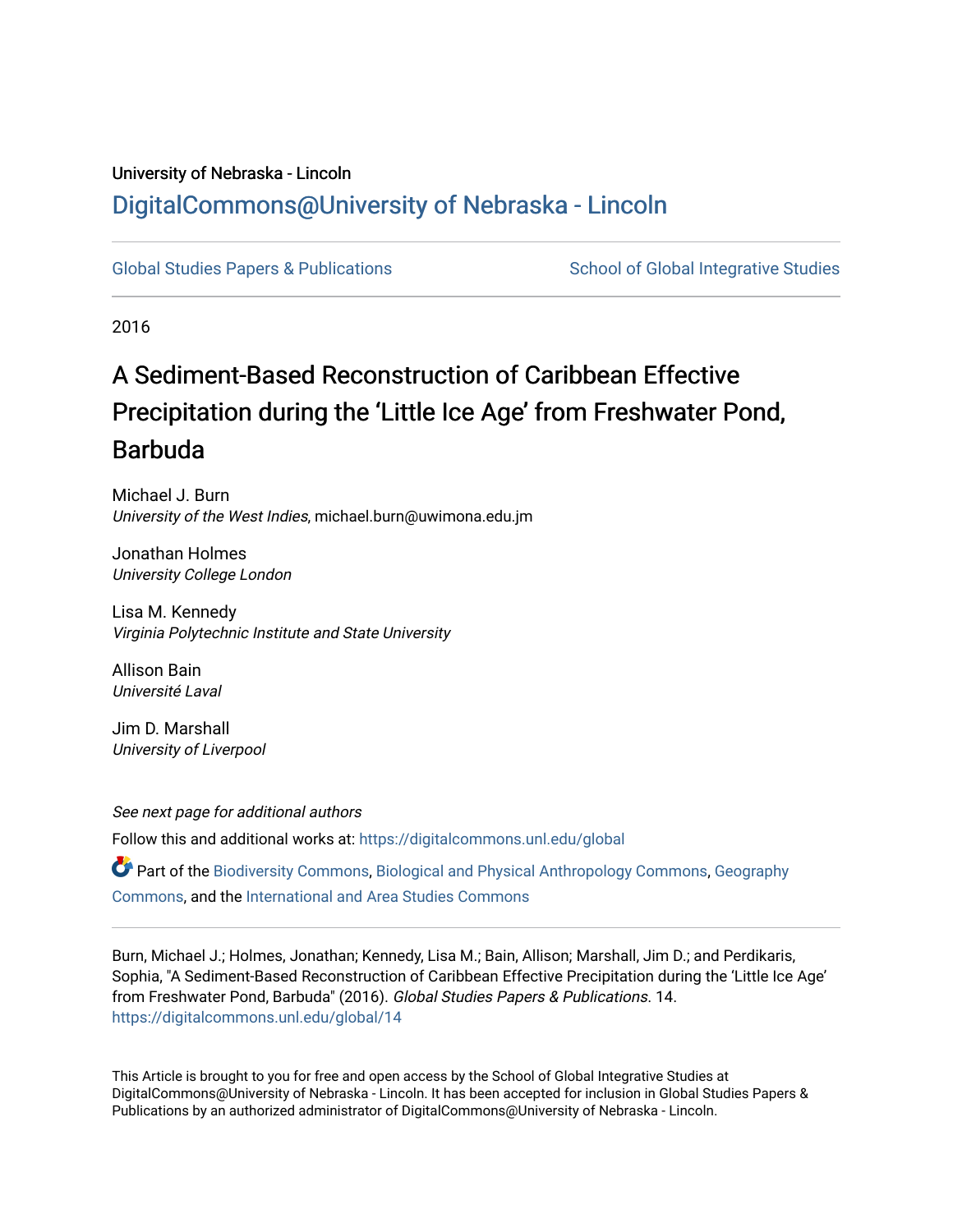University of Nebraska - Lincoln

## DigitalCommons@University of Nebraska - Lincoln

Global Studies Papers & Publications | School of Global Integrative Studies

2016

# A Sediment-Based Reconstruction of Caribbean Effective Precipitation during the 'Little Ice Age' from Freshwater Pond, Barbuda

Michael J. Burn
*University of the West Indies*, michael.burn@uwimona.edu.jm

Jonathan Holmes
*University College London*

Lisa M. Kennedy
*Virginia Polytechnic Institute and State University*

Allison Bain
*Université Laval*

Jim D. Marshall
*University of Liverpool*

*See next page for additional authors*

Follow this and additional works at: https://digitalcommons.unl.edu/global

Part of the Biodiversity Commons, Biological and Physical Anthropology Commons, Geography Commons, and the International and Area Studies Commons

Burn, Michael J.; Holmes, Jonathan; Kennedy, Lisa M.; Bain, Allison; Marshall, Jim D.; and Perdikaris, Sophia, "A Sediment-Based Reconstruction of Caribbean Effective Precipitation during the 'Little Ice Age' from Freshwater Pond, Barbuda" (2016). *Global Studies Papers & Publications*. 14.
https://digitalcommons.unl.edu/global/14

This Article is brought to you for free and open access by the School of Global Integrative Studies at DigitalCommons@University of Nebraska - Lincoln. It has been accepted for inclusion in Global Studies Papers & Publications by an authorized administrator of DigitalCommons@University of Nebraska - Lincoln.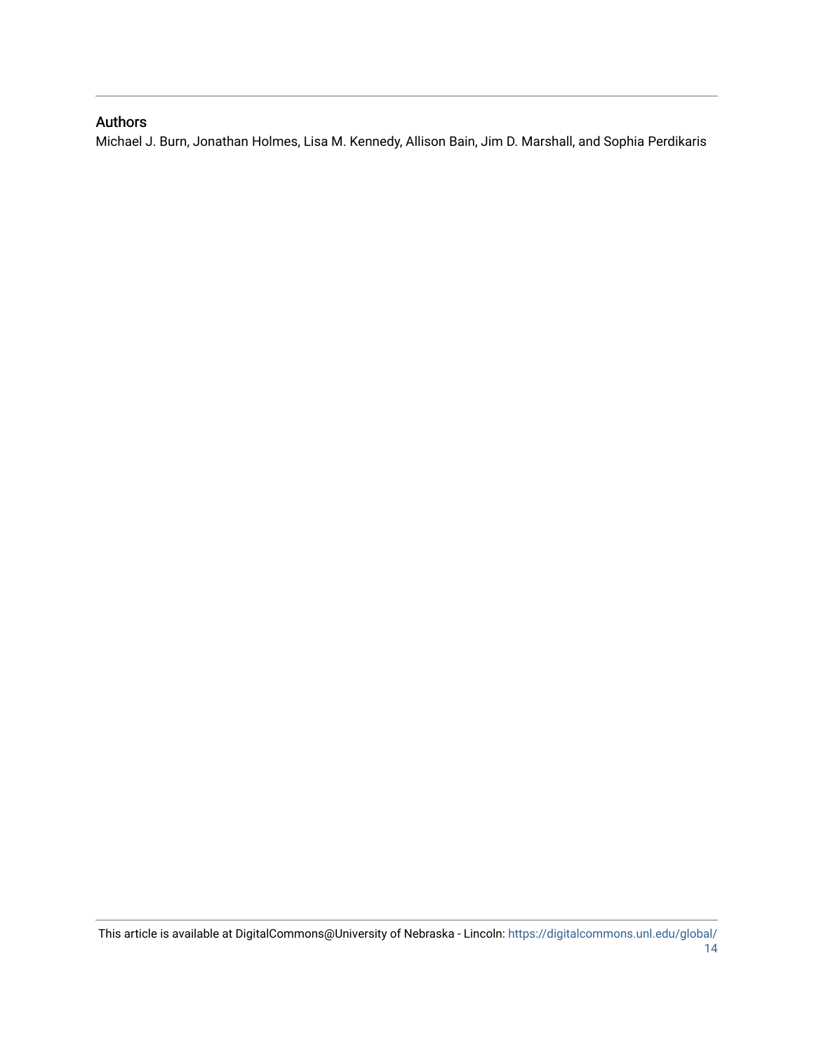## Authors

Michael J. Burn, Jonathan Holmes, Lisa M. Kennedy, Allison Bain, Jim D. Marshall, and Sophia Perdikaris

This article is available at DigitalCommons@University of Nebraska - Lincoln: https://digitalcommons.unl.edu/global/14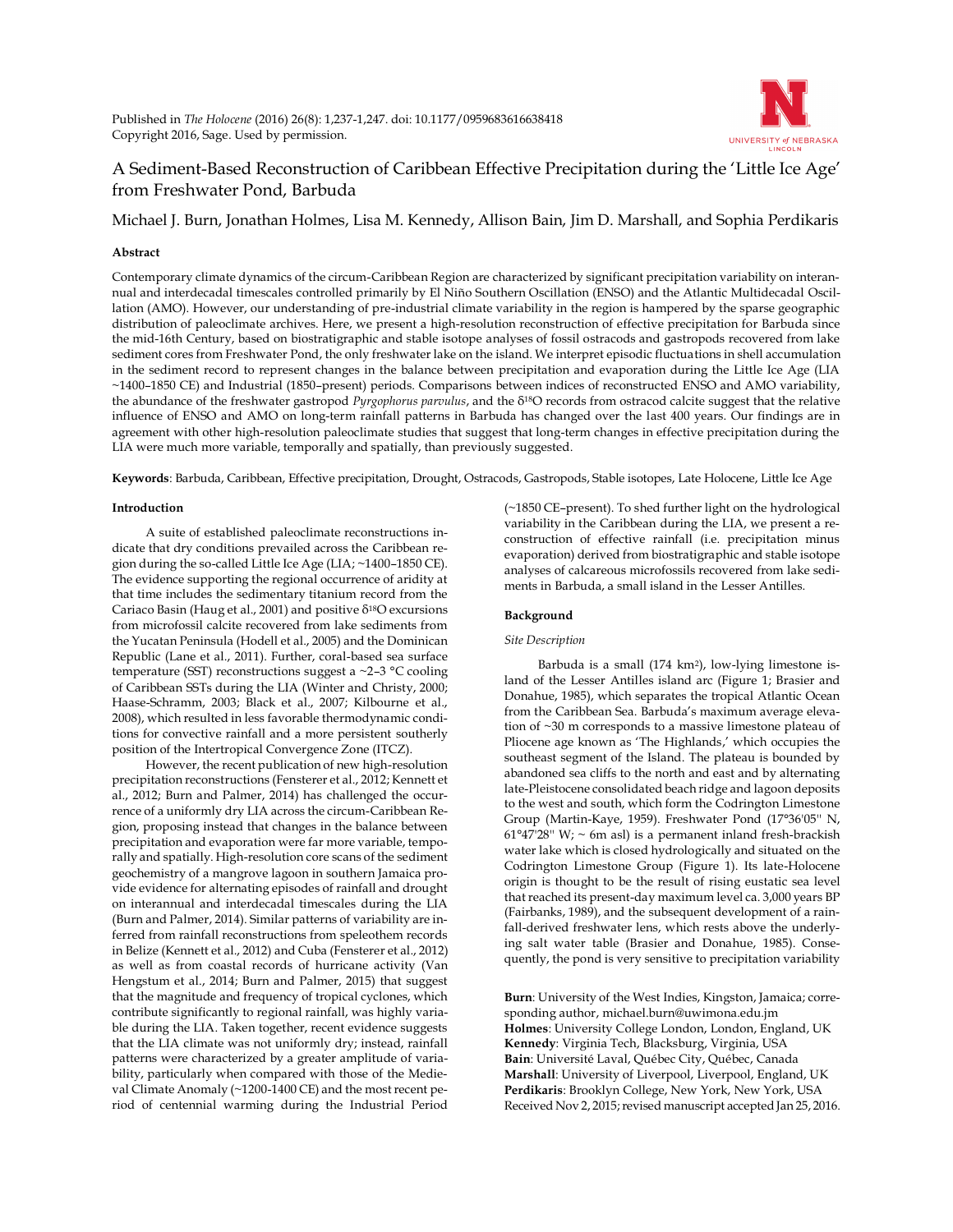Published in *The Holocene* (2016) 26(8): 1,237-1,247. doi: 10.1177/0959683616638418
Copyright 2016, Sage. Used by permission.

# A Sediment-Based Reconstruction of Caribbean Effective Precipitation during the 'Little Ice Age' from Freshwater Pond, Barbuda

Michael J. Burn, Jonathan Holmes, Lisa M. Kennedy, Allison Bain, Jim D. Marshall, and Sophia Perdikaris

### Abstract

Contemporary climate dynamics of the circum-Caribbean Region are characterized by significant precipitation variability on interannual and interdecadal timescales controlled primarily by El Niño Southern Oscillation (ENSO) and the Atlantic Multidecadal Oscillation (AMO). However, our understanding of pre-industrial climate variability in the region is hampered by the sparse geographic distribution of paleoclimate archives. Here, we present a high-resolution reconstruction of effective precipitation for Barbuda since the mid-16th Century, based on biostratigraphic and stable isotope analyses of fossil ostracods and gastropods recovered from lake sediment cores from Freshwater Pond, the only freshwater lake on the island. We interpret episodic fluctuations in shell accumulation in the sediment record to represent changes in the balance between precipitation and evaporation during the Little Ice Age (LIA ~1400–1850 CE) and Industrial (1850–present) periods. Comparisons between indices of reconstructed ENSO and AMO variability, the abundance of the freshwater gastropod *Pyrgophorus parvulus*, and the $\delta^{18}O$ records from ostracod calcite suggest that the relative influence of ENSO and AMO on long-term rainfall patterns in Barbuda has changed over the last 400 years. Our findings are in agreement with other high-resolution paleoclimate studies that suggest that long-term changes in effective precipitation during the LIA were much more variable, temporally and spatially, than previously suggested.

**Keywords**: Barbuda, Caribbean, Effective precipitation, Drought, Ostracods, Gastropods, Stable isotopes, Late Holocene, Little Ice Age

### Introduction

A suite of established paleoclimate reconstructions indicate that dry conditions prevailed across the Caribbean region during the so-called Little Ice Age (LIA; ~1400–1850 CE). The evidence supporting the regional occurrence of aridity at that time includes the sedimentary titanium record from the Cariaco Basin (Haug et al., 2001) and positive $\delta^{18}O$ excursions from microfossil calcite recovered from lake sediments from the Yucatan Peninsula (Hodell et al., 2005) and the Dominican Republic (Lane et al., 2011). Further, coral-based sea surface temperature (SST) reconstructions suggest a ~2–3 °C cooling of Caribbean SSTs during the LIA (Winter and Christy, 2000; Haase-Schramm, 2003; Black et al., 2007; Kilbourne et al., 2008), which resulted in less favorable thermodynamic conditions for convective rainfall and a more persistent southerly position of the Intertropical Convergence Zone (ITCZ).

However, the recent publication of new high-resolution precipitation reconstructions (Fensterer et al., 2012; Kennett et al., 2012; Burn and Palmer, 2014) has challenged the occurrence of a uniformly dry LIA across the circum-Caribbean Region, proposing instead that changes in the balance between precipitation and evaporation were far more variable, temporally and spatially. High-resolution core scans of the sediment geochemistry of a mangrove lagoon in southern Jamaica provide evidence for alternating episodes of rainfall and drought on interannual and interdecadal timescales during the LIA (Burn and Palmer, 2014). Similar patterns of variability are inferred from rainfall reconstructions from speleothem records in Belize (Kennett et al., 2012) and Cuba (Fensterer et al., 2012) as well as from coastal records of hurricane activity (Van Hengstum et al., 2014; Burn and Palmer, 2015) that suggest that the magnitude and frequency of tropical cyclones, which contribute significantly to regional rainfall, was highly variable during the LIA. Taken together, recent evidence suggests that the LIA climate was not uniformly dry; instead, rainfall patterns were characterized by a greater amplitude of variability, particularly when compared with those of the Medieval Climate Anomaly (~1200-1400 CE) and the most recent period of centennial warming during the Industrial Period (~1850 CE–present). To shed further light on the hydrological variability in the Caribbean during the LIA, we present a reconstruction of effective rainfall (i.e. precipitation minus evaporation) derived from biostratigraphic and stable isotope analyses of calcareous microfossils recovered from lake sediments in Barbuda, a small island in the Lesser Antilles.

### Background

#### *Site Description*

Barbuda is a small (174 km²), low-lying limestone island of the Lesser Antilles island arc (Figure 1; Brasier and Donahue, 1985), which separates the tropical Atlantic Ocean from the Caribbean Sea. Barbuda's maximum average elevation of ~30 m corresponds to a massive limestone plateau of Pliocene age known as 'The Highlands,' which occupies the southeast segment of the Island. The plateau is bounded by abandoned sea cliffs to the north and east and by alternating late-Pleistocene consolidated beach ridge and lagoon deposits to the west and south, which form the Codrington Limestone Group (Martin-Kaye, 1959). Freshwater Pond (17°36'05" N, 61°47'28" W; ~ 6m asl) is a permanent inland fresh-brackish water lake which is closed hydrologically and situated on the Codrington Limestone Group (Figure 1). Its late-Holocene origin is thought to be the result of rising eustatic sea level that reached its present-day maximum level ca. 3,000 years BP (Fairbanks, 1989), and the subsequent development of a rainfall-derived freshwater lens, which rests above the underlying salt water table (Brasier and Donahue, 1985). Consequently, the pond is very sensitive to precipitation variability

**Burn**: University of the West Indies, Kingston, Jamaica; corresponding author, michael.burn@uwimona.edu.jm
**Holmes**: University College London, London, England, UK
**Kennedy**: Virginia Tech, Blacksburg, Virginia, USA
**Bain**: Université Laval, Québec City, Québec, Canada
**Marshall**: University of Liverpool, Liverpool, England, UK
**Perdikaris**: Brooklyn College, New York, New York, USA
Received Nov 2, 2015; revised manuscript accepted Jan 25, 2016.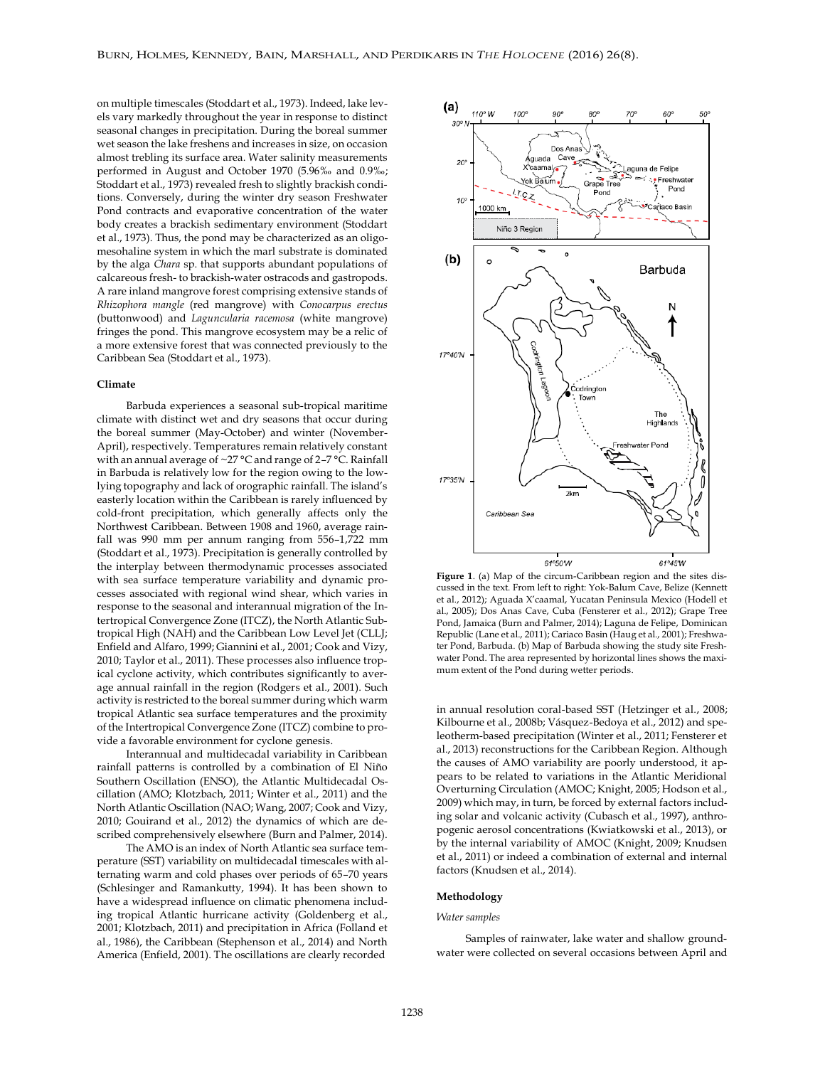on multiple timescales (Stoddart et al., 1973). Indeed, lake levels vary markedly throughout the year in response to distinct seasonal changes in precipitation. During the boreal summer wet season the lake freshens and increases in size, on occasion almost trebling its surface area. Water salinity measurements performed in August and October 1970 (5.96‰ and 0.9‰; Stoddart et al., 1973) revealed fresh to slightly brackish conditions. Conversely, during the winter dry season Freshwater Pond contracts and evaporative concentration of the water body creates a brackish sedimentary environment (Stoddart et al., 1973). Thus, the pond may be characterized as an oligo-mesohaline system in which the marl substrate is dominated by the alga *Chara* sp. that supports abundant populations of calcareous fresh- to brackish-water ostracods and gastropods. A rare inland mangrove forest comprising extensive stands of *Rhizophora mangle* (red mangrove) with *Conocarpus erectus* (buttonwood) and *Laguncularia racemosa* (white mangrove) fringes the pond. This mangrove ecosystem may be a relic of a more extensive forest that was connected previously to the Caribbean Sea (Stoddart et al., 1973).

### Climate

Barbuda experiences a seasonal sub-tropical maritime climate with distinct wet and dry seasons that occur during the boreal summer (May-October) and winter (November-April), respectively. Temperatures remain relatively constant with an annual average of ~27 °C and range of 2–7 °C. Rainfall in Barbuda is relatively low for the region owing to the low-lying topography and lack of orographic rainfall. The island's easterly location within the Caribbean is rarely influenced by cold-front precipitation, which generally affects only the Northwest Caribbean. Between 1908 and 1960, average rainfall was 990 mm per annum ranging from 556–1,722 mm (Stoddart et al., 1973). Precipitation is generally controlled by the interplay between thermodynamic processes associated with sea surface temperature variability and dynamic processes associated with regional wind shear, which varies in response to the seasonal and interannual migration of the Intertropical Convergence Zone (ITCZ), the North Atlantic Subtropical High (NAH) and the Caribbean Low Level Jet (CLLJ; Enfield and Alfaro, 1999; Giannini et al., 2001; Cook and Vizy, 2010; Taylor et al., 2011). These processes also influence tropical cyclone activity, which contributes significantly to average annual rainfall in the region (Rodgers et al., 2001). Such activity is restricted to the boreal summer during which warm tropical Atlantic sea surface temperatures and the proximity of the Intertropical Convergence Zone (ITCZ) combine to provide a favorable environment for cyclone genesis.

Interannual and multidecadal variability in Caribbean rainfall patterns is controlled by a combination of El Niño Southern Oscillation (ENSO), the Atlantic Multidecadal Oscillation (AMO; Klotzbach, 2011; Winter et al., 2011) and the North Atlantic Oscillation (NAO; Wang, 2007; Cook and Vizy, 2010; Gouirand et al., 2012) the dynamics of which are described comprehensively elsewhere (Burn and Palmer, 2014).

The AMO is an index of North Atlantic sea surface temperature (SST) variability on multidecadal timescales with alternating warm and cold phases over periods of 65–70 years (Schlesinger and Ramankutty, 1994). It has been shown to have a widespread influence on climatic phenomena including tropical Atlantic hurricane activity (Goldenberg et al., 2001; Klotzbach, 2011) and precipitation in Africa (Folland et al., 1986), the Caribbean (Stephenson et al., 2014) and North America (Enfield, 2001). The oscillations are clearly recorded in annual resolution coral-based SST (Hetzinger et al., 2008; Kilbourne et al., 2008b; Vásquez-Bedoya et al., 2012) and speleotherm-based precipitation (Winter et al., 2011; Fensterer et al., 2013) reconstructions for the Caribbean Region. Although the causes of AMO variability are poorly understood, it appears to be related to variations in the Atlantic Meridional Overturning Circulation (AMOC; Knight, 2005; Hodson et al., 2009) which may, in turn, be forced by external factors including solar and volcanic activity (Cubasch et al., 1997), anthropogenic aerosol concentrations (Kwiatkowski et al., 2013), or by the internal variability of AMOC (Knight, 2009; Knudsen et al., 2011) or indeed a combination of external and internal factors (Knudsen et al., 2014).

**Figure 1**. (a) Map of the circum-Caribbean region and the sites discussed in the text. From left to right: Yok-Balum Cave, Belize (Kennett et al., 2012); Aguada X'caamal, Yucatan Peninsula Mexico (Hodell et al., 2005); Dos Anas Cave, Cuba (Fensterer et al., 2012); Grape Tree Pond, Jamaica (Burn and Palmer, 2014); Laguna de Felipe, Dominican Republic (Lane et al., 2011); Cariaco Basin (Haug et al., 2001); Freshwater Pond, Barbuda. (b) Map of Barbuda showing the study site Freshwater Pond. The area represented by horizontal lines shows the maximum extent of the Pond during wetter periods.

## Methodology

### Water samples

Samples of rainwater, lake water and shallow groundwater were collected on several occasions between April and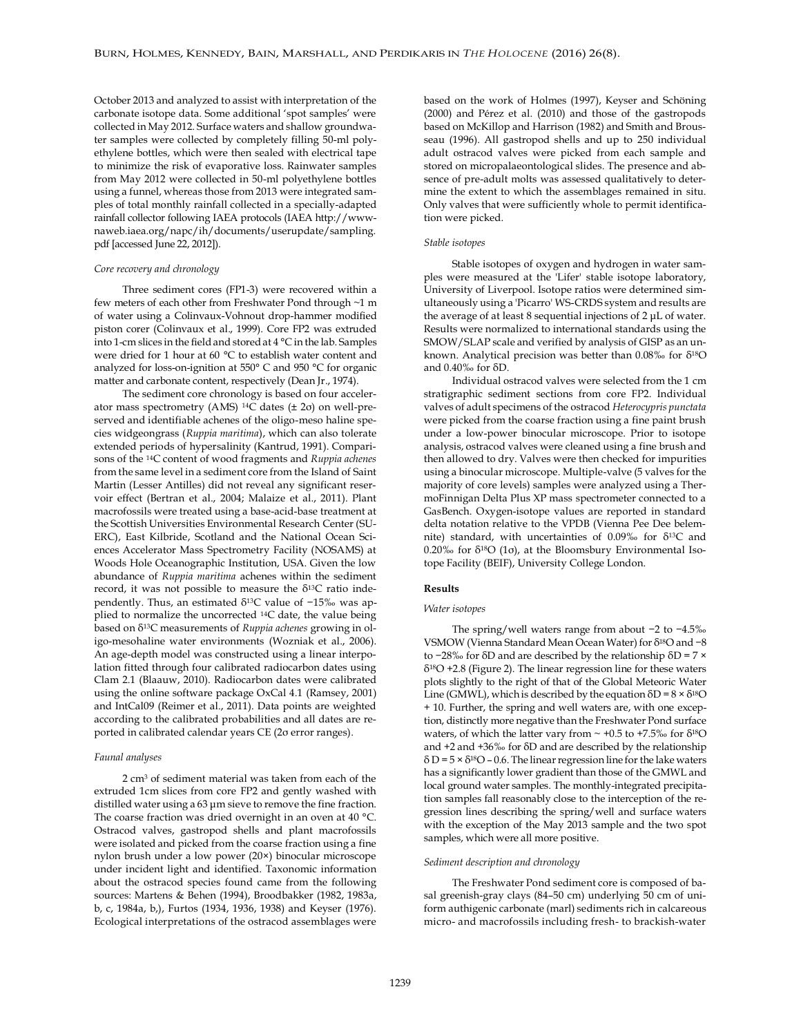October 2013 and analyzed to assist with interpretation of the carbonate isotope data. Some additional 'spot samples' were collected in May 2012. Surface waters and shallow groundwater samples were collected by completely filling 50-ml polyethylene bottles, which were then sealed with electrical tape to minimize the risk of evaporative loss. Rainwater samples from May 2012 were collected in 50-ml polyethylene bottles using a funnel, whereas those from 2013 were integrated samples of total monthly rainfall collected in a specially-adapted rainfall collector following IAEA protocols (IAEA http://www-naweb.iaea.org/napc/ih/documents/userupdate/sampling.pdf [accessed June 22, 2012]).

### *Core recovery and chronology*

Three sediment cores (FP1-3) were recovered within a few meters of each other from Freshwater Pond through ~1 m of water using a Colinvaux-Vohnout drop-hammer modified piston corer (Colinvaux et al., 1999). Core FP2 was extruded into 1-cm slices in the field and stored at 4 °C in the lab. Samples were dried for 1 hour at 60 °C to establish water content and analyzed for loss-on-ignition at 550° C and 950 °C for organic matter and carbonate content, respectively (Dean Jr., 1974).

The sediment core chronology is based on four accelerator mass spectrometry (AMS) $^{14}C$ dates (± 2σ) on well-preserved and identifiable achenes of the oligo-meso haline species widgeongrass (*Ruppia maritima*), which can also tolerate extended periods of hypersalinity (Kantrud, 1991). Comparisons of the $^{14}C$ content of wood fragments and *Ruppia achenes* from the same level in a sediment core from the Island of Saint Martin (Lesser Antilles) did not reveal any significant reservoir effect (Bertran et al., 2004; Malaize et al., 2011). Plant macrofossils were treated using a base-acid-base treatment at the Scottish Universities Environmental Research Center (SUERC), East Kilbride, Scotland and the National Ocean Sciences Accelerator Mass Spectrometry Facility (NOSAMS) at Woods Hole Oceanographic Institution, USA. Given the low abundance of *Ruppia maritima* achenes within the sediment record, it was not possible to measure the $\delta^{13}C$ ratio independently. Thus, an estimated $\delta^{13}C$ value of −15‰ was applied to normalize the uncorrected $^{14}C$ date, the value being based on $\delta^{13}C$ measurements of *Ruppia achenes* growing in oligo-mesohaline water environments (Wozniak et al., 2006). An age-depth model was constructed using a linear interpolation fitted through four calibrated radiocarbon dates using Clam 2.1 (Blaauw, 2010). Radiocarbon dates were calibrated using the online software package OxCal 4.1 (Ramsey, 2001) and IntCal09 (Reimer et al., 2011). Data points are weighted according to the calibrated probabilities and all dates are reported in calibrated calendar years CE (2σ error ranges).

### *Faunal analyses*

2 cm³ of sediment material was taken from each of the extruded 1cm slices from core FP2 and gently washed with distilled water using a 63 µm sieve to remove the fine fraction. The coarse fraction was dried overnight in an oven at 40 °C. Ostracod valves, gastropod shells and plant macrofossils were isolated and picked from the coarse fraction using a fine nylon brush under a low power (20×) binocular microscope under incident light and identified. Taxonomic information about the ostracod species found came from the following sources: Martens & Behen (1994), Broodbakker (1982, 1983a, b, c, 1984a, b,), Furtos (1934, 1936, 1938) and Keyser (1976). Ecological interpretations of the ostracod assemblages were based on the work of Holmes (1997), Keyser and Schöning (2000) and Pérez et al. (2010) and those of the gastropods based on McKillop and Harrison (1982) and Smith and Brousseau (1996). All gastropod shells and up to 250 individual adult ostracod valves were picked from each sample and stored on micropalaeontological slides. The presence and absence of pre-adult molts was assessed qualitatively to determine the extent to which the assemblages remained in situ. Only valves that were sufficiently whole to permit identification were picked.

### *Stable isotopes*

Stable isotopes of oxygen and hydrogen in water samples were measured at the 'Lifer' stable isotope laboratory, University of Liverpool. Isotope ratios were determined simultaneously using a 'Picarro' WS-CRDS system and results are the average of at least 8 sequential injections of 2 µL of water. Results were normalized to international standards using the SMOW/SLAP scale and verified by analysis of GISP as an unknown. Analytical precision was better than 0.08‰ for $\delta^{18}O$ and 0.40‰ for δD.

Individual ostracod valves were selected from the 1 cm stratigraphic sediment sections from core FP2. Individual valves of adult specimens of the ostracod *Heterocypris punctata* were picked from the coarse fraction using a fine paint brush under a low-power binocular microscope. Prior to isotope analysis, ostracod valves were cleaned using a fine brush and then allowed to dry. Valves were then checked for impurities using a binocular microscope. Multiple-valve (5 valves for the majority of core levels) samples were analyzed using a ThermoFinnigan Delta Plus XP mass spectrometer connected to a GasBench. Oxygen-isotope values are reported in standard delta notation relative to the VPDB (Vienna Pee Dee belemnite) standard, with uncertainties of 0.09‰ for $\delta^{13}C$ and 0.20‰ for $\delta^{18}O$ (1σ), at the Bloomsbury Environmental Isotope Facility (BEIF), University College London.

## Results

### *Water isotopes*

The spring/well waters range from about −2 to −4.5‰ VSMOW (Vienna Standard Mean Ocean Water) for $\delta^{18}O$ and −8 to −28‰ for δD and are described by the relationship $\delta D = 7 \times \delta^{18}O + 2.8$ (Figure 2). The linear regression line for these waters plots slightly to the right of that of the Global Meteoric Water Line (GMWL), which is described by the equation $\delta D = 8 \times \delta^{18}O + 10$. Further, the spring and well waters are, with one exception, distinctly more negative than the Freshwater Pond surface waters, of which the latter vary from ~ +0.5 to +7.5‰ for $\delta^{18}O$ and +2 and +36‰ for δD and are described by the relationship $\delta D = 5 \times \delta^{18}O - 0.6$. The linear regression line for the lake waters has a significantly lower gradient than those of the GMWL and local ground water samples. The monthly-integrated precipitation samples fall reasonably close to the interception of the regression lines describing the spring/well and surface waters with the exception of the May 2013 sample and the two spot samples, which were all more positive.

### *Sediment description and chronology*

The Freshwater Pond sediment core is composed of basal greenish-gray clays (84–50 cm) underlying 50 cm of uniform authigenic carbonate (marl) sediments rich in calcareous micro- and macrofossils including fresh- to brackish-water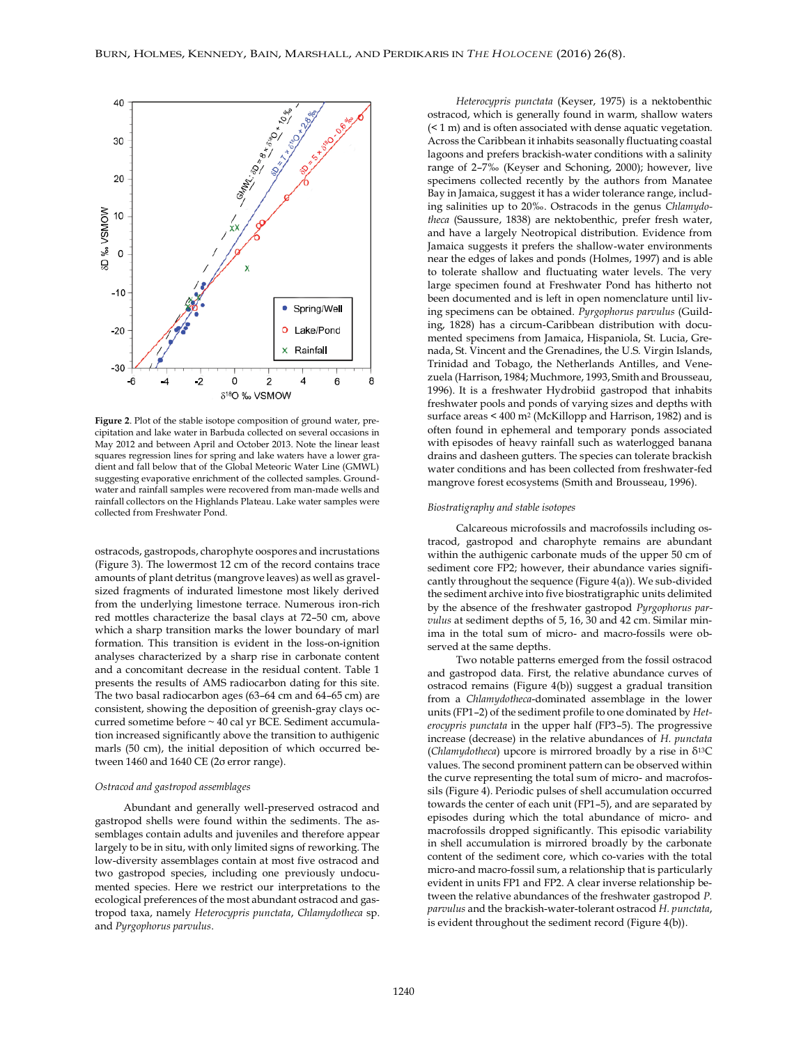**Figure 2**. Plot of the stable isotope composition of ground water, precipitation and lake water in Barbuda collected on several occasions in May 2012 and between April and October 2013. Note the linear least squares regression lines for spring and lake waters have a lower gradient and fall below that of the Global Meteoric Water Line (GMWL) suggesting evaporative enrichment of the collected samples. Groundwater and rainfall samples were recovered from man-made wells and rainfall collectors on the Highlands Plateau. Lake water samples were collected from Freshwater Pond.

ostracods, gastropods, charophyte oospores and incrustations (Figure 3). The lowermost 12 cm of the record contains trace amounts of plant detritus (mangrove leaves) as well as gravel-sized fragments of indurated limestone most likely derived from the underlying limestone terrace. Numerous iron-rich red mottles characterize the basal clays at 72–50 cm, above which a sharp transition marks the lower boundary of marl formation. This transition is evident in the loss-on-ignition analyses characterized by a sharp rise in carbonate content and a concomitant decrease in the residual content. Table 1 presents the results of AMS radiocarbon dating for this site. The two basal radiocarbon ages (63–64 cm and 64–65 cm) are consistent, showing the deposition of greenish-gray clays occurred sometime before ~ 40 cal yr BCE. Sediment accumulation increased significantly above the transition to authigenic marls (50 cm), the initial deposition of which occurred between 1460 and 1640 CE (2σ error range).

*Ostracod and gastropod assemblages*

Abundant and generally well-preserved ostracod and gastropod shells were found within the sediments. The assemblages contain adults and juveniles and therefore appear largely to be in situ, with only limited signs of reworking. The low-diversity assemblages contain at most five ostracod and two gastropod species, including one previously undocumented species. Here we restrict our interpretations to the ecological preferences of the most abundant ostracod and gastropod taxa, namely *Heterocypris punctata*, *Chlamydotheca* sp. and *Pyrgophorus parvulus*.

*Heterocypris punctata* (Keyser, 1975) is a nektobenthic ostracod, which is generally found in warm, shallow waters (< 1 m) and is often associated with dense aquatic vegetation. Across the Caribbean it inhabits seasonally fluctuating coastal lagoons and prefers brackish-water conditions with a salinity range of 2–7‰ (Keyser and Schoning, 2000); however, live specimens collected recently by the authors from Manatee Bay in Jamaica, suggest it has a wider tolerance range, including salinities up to 20‰. Ostracods in the genus *Chlamydotheca* (Saussure, 1838) are nektobenthic, prefer fresh water, and have a largely Neotropical distribution. Evidence from Jamaica suggests it prefers the shallow-water environments near the edges of lakes and ponds (Holmes, 1997) and is able to tolerate shallow and fluctuating water levels. The very large specimen found at Freshwater Pond has hitherto not been documented and is left in open nomenclature until living specimens can be obtained. *Pyrgophorus parvulus* (Guilding, 1828) has a circum-Caribbean distribution with documented specimens from Jamaica, Hispaniola, St. Lucia, Grenada, St. Vincent and the Grenadines, the U.S. Virgin Islands, Trinidad and Tobago, the Netherlands Antilles, and Venezuela (Harrison, 1984; Muchmore, 1993, Smith and Brousseau, 1996). It is a freshwater Hydrobiid gastropod that inhabits freshwater pools and ponds of varying sizes and depths with surface areas < 400 m$^2$ (McKillopp and Harrison, 1982) and is often found in ephemeral and temporary ponds associated with episodes of heavy rainfall such as waterlogged banana drains and dasheen gutters. The species can tolerate brackish water conditions and has been collected from freshwater-fed mangrove forest ecosystems (Smith and Brousseau, 1996).

*Biostratigraphy and stable isotopes*

Calcareous microfossils and macrofossils including ostracod, gastropod and charophyte remains are abundant within the authigenic carbonate muds of the upper 50 cm of sediment core FP2; however, their abundance varies significantly throughout the sequence (Figure 4(a)). We sub-divided the sediment archive into five biostratigraphic units delimited by the absence of the freshwater gastropod *Pyrgophorus parvulus* at sediment depths of 5, 16, 30 and 42 cm. Similar minima in the total sum of micro- and macro-fossils were observed at the same depths.

Two notable patterns emerged from the fossil ostracod and gastropod data. First, the relative abundance curves of ostracod remains (Figure 4(b)) suggest a gradual transition from a *Chlamydotheca*-dominated assemblage in the lower units (FP1–2) of the sediment profile to one dominated by *Heterocypris punctata* in the upper half (FP3–5). The progressive increase (decrease) in the relative abundances of *H. punctata* (*Chlamydotheca*) upcore is mirrored broadly by a rise in δ$^{13}$C values. The second prominent pattern can be observed within the curve representing the total sum of micro- and macrofossils (Figure 4). Periodic pulses of shell accumulation occurred towards the center of each unit (FP1–5), and are separated by episodes during which the total abundance of micro- and macrofossils dropped significantly. This episodic variability in shell accumulation is mirrored broadly by the carbonate content of the sediment core, which co-varies with the total micro-and macro-fossil sum, a relationship that is particularly evident in units FP1 and FP2. A clear inverse relationship between the relative abundances of the freshwater gastropod *P. parvulus* and the brackish-water-tolerant ostracod *H. punctata*, is evident throughout the sediment record (Figure 4(b)).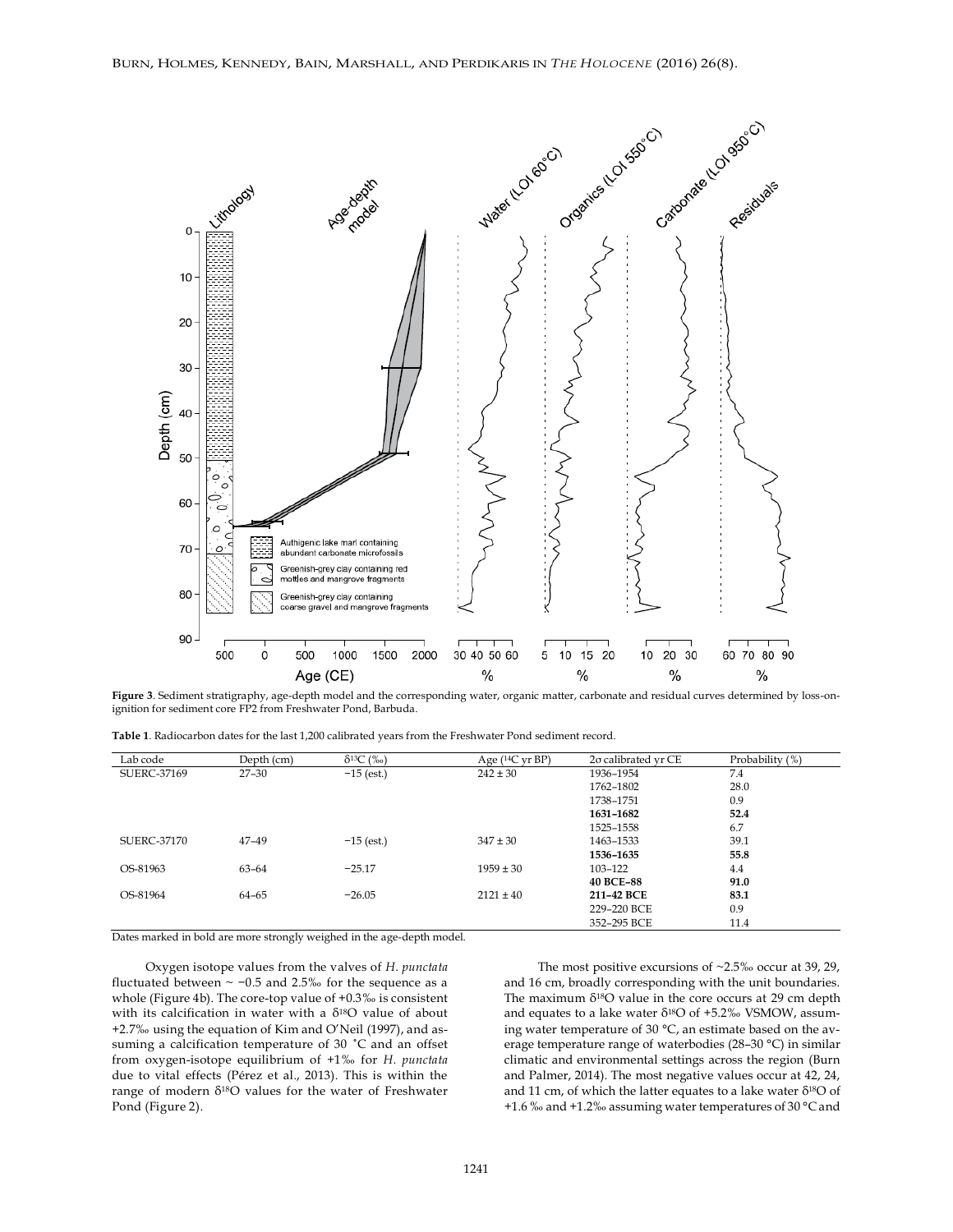**Figure 3**. Sediment stratigraphy, age-depth model and the corresponding water, organic matter, carbonate and residual curves determined by loss-on-ignition for sediment core FP2 from Freshwater Pond, Barbuda.

**Table 1**. Radiocarbon dates for the last 1,200 calibrated years from the Freshwater Pond sediment record.

| Lab code | Depth (cm) | $\delta^{13}C$ (‰) | Age ($^{14}C$ yr BP) | 2σ calibrated yr CE | Probability (%) |
|---|---|---|---|---|---|
| SUERC-37169 | 27–30 | −15 (est.) | 242 ± 30 | 1936–1954 | 7.4 |
| | | | | 1762–1802 | 28.0 |
| | | | | 1738–1751 | 0.9 |
| | | | | **1631–1682** | **52.4** |
| | | | | 1525–1558 | 6.7 |
| SUERC-37170 | 47–49 | −15 (est.) | 347 ± 30 | 1463–1533 | 39.1 |
| | | | | **1536–1635** | **55.8** |
| OS-81963 | 63–64 | −25.17 | 1959 ± 30 | 103–122 | 4.4 |
| | | | | **40 BCE–88** | **91.0** |
| OS-81964 | 64–65 | −26.05 | 2121 ± 40 | **211–42 BCE** | **83.1** |
| | | | | 229–220 BCE | 0.9 |
| | | | | 352–295 BCE | 11.4 |

Dates marked in bold are more strongly weighed in the age-depth model.

Oxygen isotope values from the valves of *H. punctata* fluctuated between ~ −0.5 and 2.5‰ for the sequence as a whole (Figure 4b). The core-top value of +0.3‰ is consistent with its calcification in water with a $\delta^{18}O$ value of about +2.7‰ using the equation of Kim and O'Neil (1997), and assuming a calcification temperature of 30 ˚C and an offset from oxygen-isotope equilibrium of +1‰ for *H. punctata* due to vital effects (Pérez et al., 2013). This is within the range of modern $\delta^{18}O$ values for the water of Freshwater Pond (Figure 2).

The most positive excursions of ~2.5‰ occur at 39, 29, and 16 cm, broadly corresponding with the unit boundaries. The maximum $\delta^{18}O$ value in the core occurs at 29 cm depth and equates to a lake water $\delta^{18}O$ of +5.2‰ VSMOW, assuming water temperature of 30 °C, an estimate based on the average temperature range of waterbodies (28–30 °C) in similar climatic and environmental settings across the region (Burn and Palmer, 2014). The most negative values occur at 42, 24, and 11 cm, of which the latter equates to a lake water $\delta^{18}O$ of +1.6 ‰ and +1.2‰ assuming water temperatures of 30 °C and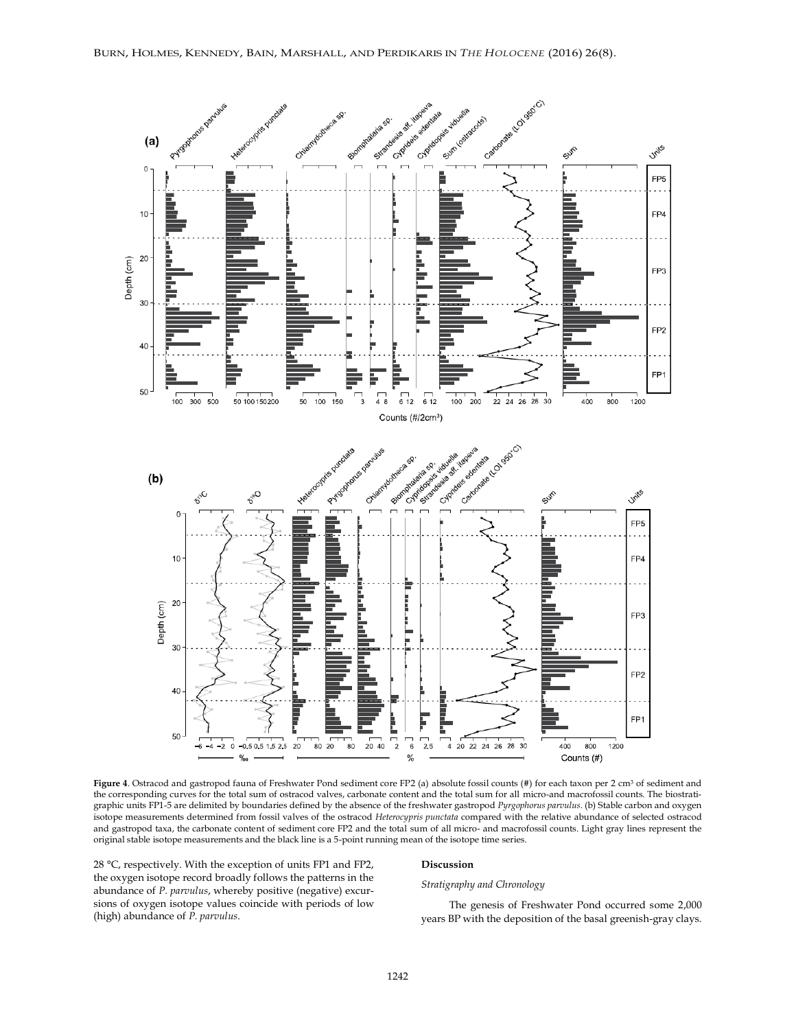**Figure 4**. Ostracod and gastropod fauna of Freshwater Pond sediment core FP2 (a) absolute fossil counts (#) for each taxon per 2 cm³ of sediment and the corresponding curves for the total sum of ostracod valves, carbonate content and the total sum for all micro-and macrofossil counts. The biostratigraphic units FP1-5 are delimited by boundaries defined by the absence of the freshwater gastropod *Pyrgophorus parvulus*. (b) Stable carbon and oxygen isotope measurements determined from fossil valves of the ostracod *Heterocypris punctata* compared with the relative abundance of selected ostracod and gastropod taxa, the carbonate content of sediment core FP2 and the total sum of all micro- and macrofossil counts. Light gray lines represent the original stable isotope measurements and the black line is a 5-point running mean of the isotope time series.

28 °C, respectively. With the exception of units FP1 and FP2, the oxygen isotope record broadly follows the patterns in the abundance of *P. parvulus*, whereby positive (negative) excursions of oxygen isotope values coincide with periods of low (high) abundance of *P. parvulus*.

## Discussion

### *Stratigraphy and Chronology*

The genesis of Freshwater Pond occurred some 2,000 years BP with the deposition of the basal greenish-gray clays.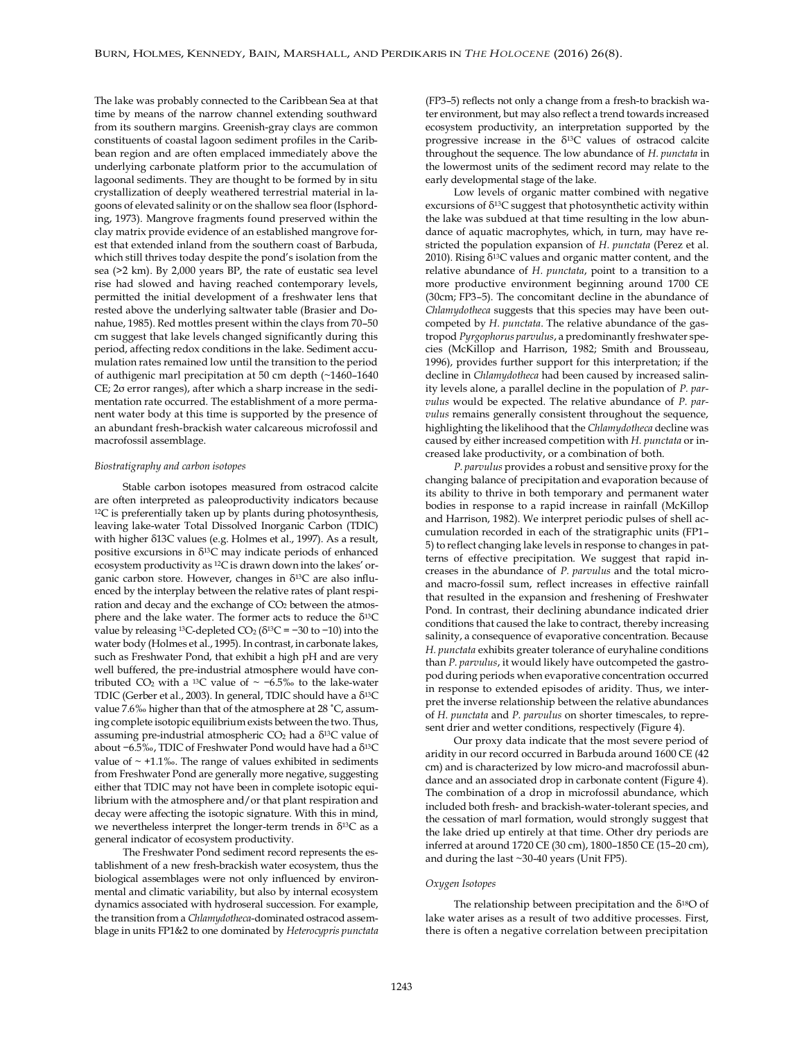The lake was probably connected to the Caribbean Sea at that time by means of the narrow channel extending southward from its southern margins. Greenish-gray clays are common constituents of coastal lagoon sediment profiles in the Caribbean region and are often emplaced immediately above the underlying carbonate platform prior to the accumulation of lagoonal sediments. They are thought to be formed by in situ crystallization of deeply weathered terrestrial material in lagoons of elevated salinity or on the shallow sea floor (Isphording, 1973). Mangrove fragments found preserved within the clay matrix provide evidence of an established mangrove forest that extended inland from the southern coast of Barbuda, which still thrives today despite the pond's isolation from the sea (>2 km). By 2,000 years BP, the rate of eustatic sea level rise had slowed and having reached contemporary levels, permitted the initial development of a freshwater lens that rested above the underlying saltwater table (Brasier and Donahue, 1985). Red mottles present within the clays from 70–50 cm suggest that lake levels changed significantly during this period, affecting redox conditions in the lake. Sediment accumulation rates remained low until the transition to the period of authigenic marl precipitation at 50 cm depth (~1460–1640 CE; 2σ error ranges), after which a sharp increase in the sedimentation rate occurred. The establishment of a more permanent water body at this time is supported by the presence of an abundant fresh-brackish water calcareous microfossil and macrofossil assemblage.

### *Biostratigraphy and carbon isotopes*

Stable carbon isotopes measured from ostracod calcite are often interpreted as paleoproductivity indicators because $^{12}C$ is preferentially taken up by plants during photosynthesis, leaving lake-water Total Dissolved Inorganic Carbon (TDIC) with higher δ13C values (e.g. Holmes et al., 1997). As a result, positive excursions in $\delta^{13}C$ may indicate periods of enhanced ecosystem productivity as $^{12}C$ is drawn down into the lakes' organic carbon store. However, changes in $\delta^{13}C$ are also influenced by the interplay between the relative rates of plant respiration and decay and the exchange of $CO_2$ between the atmosphere and the lake water. The former acts to reduce the $\delta^{13}C$ value by releasing $^{13}C$-depleted $CO_2$ ($\delta^{13}C = -30$ to $-10$) into the water body (Holmes et al., 1995). In contrast, in carbonate lakes, such as Freshwater Pond, that exhibit a high pH and are very well buffered, the pre-industrial atmosphere would have contributed $CO_2$ with a $^{13}C$ value of ~ −6.5‰ to the lake-water TDIC (Gerber et al., 2003). In general, TDIC should have a $\delta^{13}C$ value 7.6‰ higher than that of the atmosphere at 28 ˚C, assuming complete isotopic equilibrium exists between the two. Thus, assuming pre-industrial atmospheric $CO_2$ had a $\delta^{13}C$ value of about −6.5‰, TDIC of Freshwater Pond would have had a $\delta^{13}C$ value of ~ +1.1‰. The range of values exhibited in sediments from Freshwater Pond are generally more negative, suggesting either that TDIC may not have been in complete isotopic equilibrium with the atmosphere and/or that plant respiration and decay were affecting the isotopic signature. With this in mind, we nevertheless interpret the longer-term trends in $\delta^{13}C$ as a general indicator of ecosystem productivity.

The Freshwater Pond sediment record represents the establishment of a new fresh-brackish water ecosystem, thus the biological assemblages were not only influenced by environmental and climatic variability, but also by internal ecosystem dynamics associated with hydroseral succession. For example, the transition from a *Chlamydotheca*-dominated ostracod assemblage in units FP1&2 to one dominated by *Heterocypris punctata* (FP3–5) reflects not only a change from a fresh-to brackish water environment, but may also reflect a trend towards increased ecosystem productivity, an interpretation supported by the progressive increase in the $\delta^{13}C$ values of ostracod calcite throughout the sequence. The low abundance of *H. punctata* in the lowermost units of the sediment record may relate to the early developmental stage of the lake.

Low levels of organic matter combined with negative excursions of $\delta^{13}C$ suggest that photosynthetic activity within the lake was subdued at that time resulting in the low abundance of aquatic macrophytes, which, in turn, may have restricted the population expansion of *H. punctata* (Perez et al. 2010). Rising $\delta^{13}C$ values and organic matter content, and the relative abundance of *H. punctata*, point to a transition to a more productive environment beginning around 1700 CE (30cm; FP3–5). The concomitant decline in the abundance of *Chlamydotheca* suggests that this species may have been outcompeted by *H. punctata*. The relative abundance of the gastropod *Pyrgophorus parvulus*, a predominantly freshwater species (McKillop and Harrison, 1982; Smith and Brousseau, 1996), provides further support for this interpretation; if the decline in *Chlamydotheca* had been caused by increased salinity levels alone, a parallel decline in the population of *P. parvulus* would be expected. The relative abundance of *P. parvulus* remains generally consistent throughout the sequence, highlighting the likelihood that the *Chlamydotheca* decline was caused by either increased competition with *H. punctata* or increased lake productivity, or a combination of both.

*P. parvulus* provides a robust and sensitive proxy for the changing balance of precipitation and evaporation because of its ability to thrive in both temporary and permanent water bodies in response to a rapid increase in rainfall (McKillop and Harrison, 1982). We interpret periodic pulses of shell accumulation recorded in each of the stratigraphic units (FP1–5) to reflect changing lake levels in response to changes in patterns of effective precipitation. We suggest that rapid increases in the abundance of *P. parvulus* and the total micro- and macro-fossil sum, reflect increases in effective rainfall that resulted in the expansion and freshening of Freshwater Pond. In contrast, their declining abundance indicated drier conditions that caused the lake to contract, thereby increasing salinity, a consequence of evaporative concentration. Because *H. punctata* exhibits greater tolerance of euryhaline conditions than *P. parvulus*, it would likely have outcompeted the gastropod during periods when evaporative concentration occurred in response to extended episodes of aridity. Thus, we interpret the inverse relationship between the relative abundances of *H. punctata* and *P. parvulus* on shorter timescales, to represent drier and wetter conditions, respectively (Figure 4).

Our proxy data indicate that the most severe period of aridity in our record occurred in Barbuda around 1600 CE (42 cm) and is characterized by low micro-and macrofossil abundance and an associated drop in carbonate content (Figure 4). The combination of a drop in microfossil abundance, which included both fresh- and brackish-water-tolerant species, and the cessation of marl formation, would strongly suggest that the lake dried up entirely at that time. Other dry periods are inferred at around 1720 CE (30 cm), 1800–1850 CE (15–20 cm), and during the last ~30-40 years (Unit FP5).

### *Oxygen Isotopes*

The relationship between precipitation and the $\delta^{18}O$ of lake water arises as a result of two additive processes. First, there is often a negative correlation between precipitation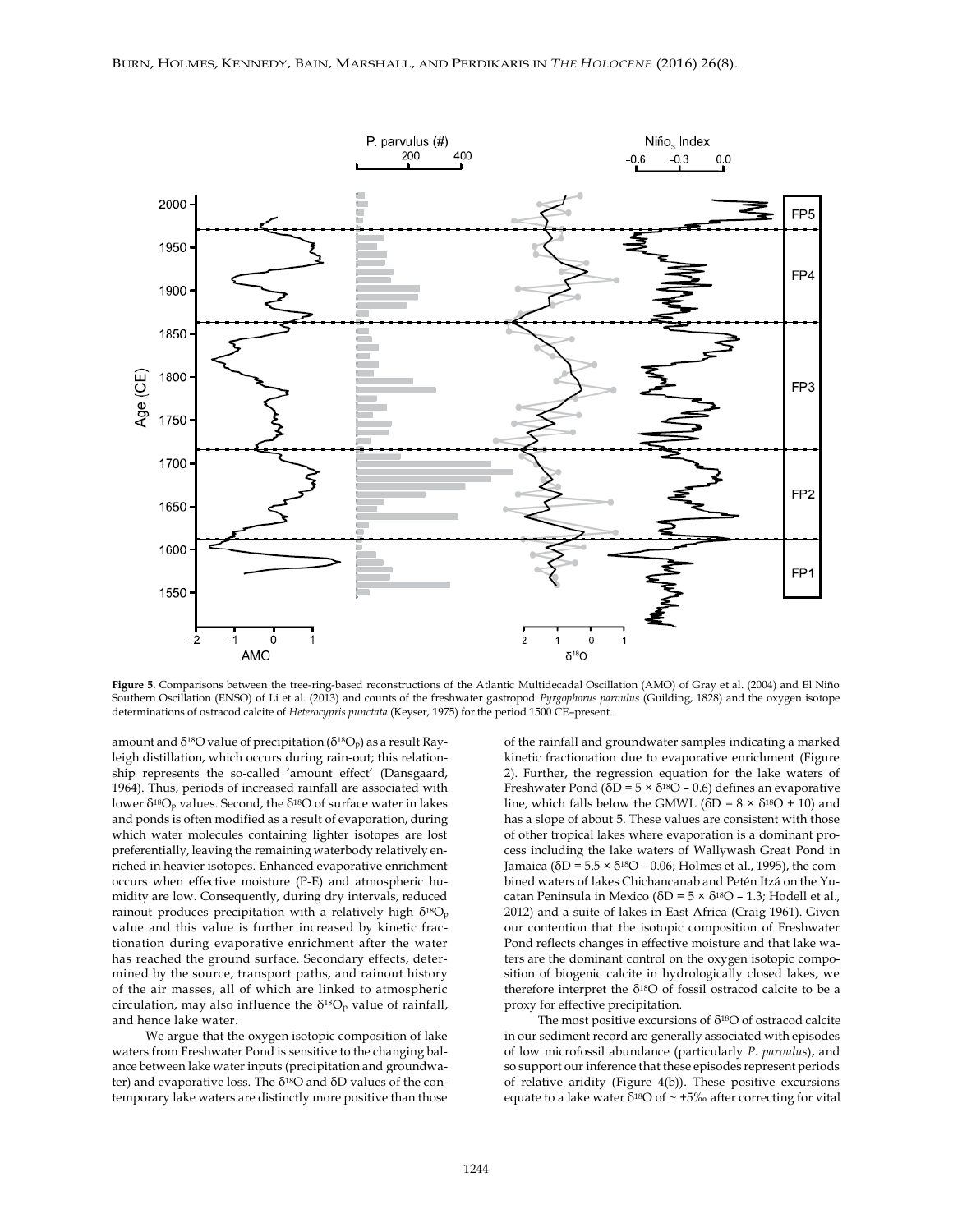**Figure 5**. Comparisons between the tree-ring-based reconstructions of the Atlantic Multidecadal Oscillation (AMO) of Gray et al. (2004) and El Niño Southern Oscillation (ENSO) of Li et al. (2013) and counts of the freshwater gastropod *Pyrgophorus parvulus* (Guilding, 1828) and the oxygen isotope determinations of ostracod calcite of *Heterocypris punctata* (Keyser, 1975) for the period 1500 CE–present.

amount and $\delta^{18}O$ value of precipitation ($\delta^{18}O_p$) as a result Rayleigh distillation, which occurs during rain-out; this relationship represents the so-called 'amount effect' (Dansgaard, 1964). Thus, periods of increased rainfall are associated with lower $\delta^{18}O_p$ values. Second, the $\delta^{18}O$ of surface water in lakes and ponds is often modified as a result of evaporation, during which water molecules containing lighter isotopes are lost preferentially, leaving the remaining waterbody relatively enriched in heavier isotopes. Enhanced evaporative enrichment occurs when effective moisture (P-E) and atmospheric humidity are low. Consequently, during dry intervals, reduced rainout produces precipitation with a relatively high $\delta^{18}O_p$ value and this value is further increased by kinetic fractionation during evaporative enrichment after the water has reached the ground surface. Secondary effects, determined by the source, transport paths, and rainout history of the air masses, all of which are linked to atmospheric circulation, may also influence the $\delta^{18}O_p$ value of rainfall, and hence lake water.

We argue that the oxygen isotopic composition of lake waters from Freshwater Pond is sensitive to the changing balance between lake water inputs (precipitation and groundwater) and evaporative loss. The $\delta^{18}O$ and $\delta D$ values of the contemporary lake waters are distinctly more positive than those of the rainfall and groundwater samples indicating a marked kinetic fractionation due to evaporative enrichment (Figure 2). Further, the regression equation for the lake waters of Freshwater Pond ($\delta D = 5 \times \delta^{18}O - 0.6$) defines an evaporative line, which falls below the GMWL ($\delta D = 8 \times \delta^{18}O + 10$) and has a slope of about 5. These values are consistent with those of other tropical lakes where evaporation is a dominant process including the lake waters of Wallywash Great Pond in Jamaica ($\delta D = 5.5 \times \delta^{18}O - 0.06$; Holmes et al., 1995), the combined waters of lakes Chichancanab and Petén Itzá on the Yucatan Peninsula in Mexico ($\delta D = 5 \times \delta^{18}O - 1.3$; Hodell et al., 2012) and a suite of lakes in East Africa (Craig 1961). Given our contention that the isotopic composition of Freshwater Pond reflects changes in effective moisture and that lake waters are the dominant control on the oxygen isotopic composition of biogenic calcite in hydrologically closed lakes, we therefore interpret the $\delta^{18}O$ of fossil ostracod calcite to be a proxy for effective precipitation.

The most positive excursions of $\delta^{18}O$ of ostracod calcite in our sediment record are generally associated with episodes of low microfossil abundance (particularly *P. parvulus*), and so support our inference that these episodes represent periods of relative aridity (Figure 4(b)). These positive excursions equate to a lake water $\delta^{18}O$ of ~ +5‰ after correcting for vital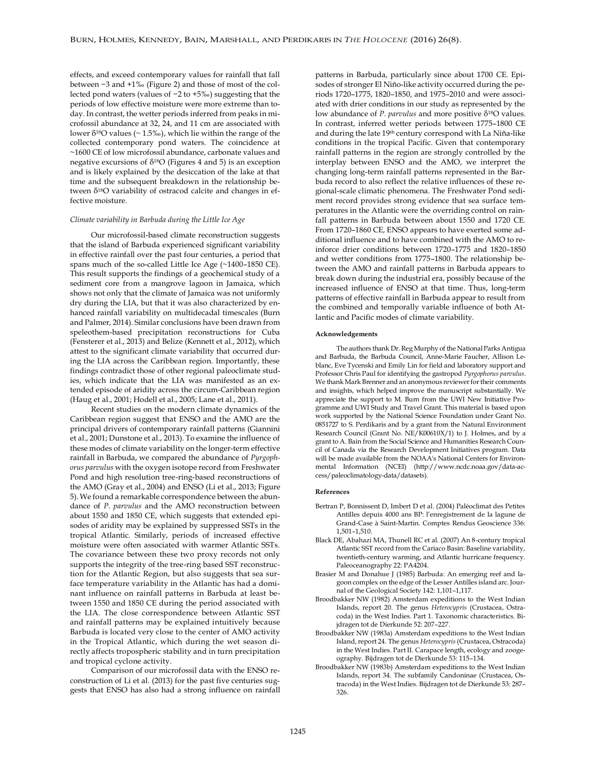effects, and exceed contemporary values for rainfall that fall between −3 and +1‰ (Figure 2) and those of most of the collected pond waters (values of −2 to +5‰) suggesting that the periods of low effective moisture were more extreme than today. In contrast, the wetter periods inferred from peaks in microfossil abundance at 32, 24, and 11 cm are associated with lower $\delta^{18}O$ values (~ 1.5‰), which lie within the range of the collected contemporary pond waters. The coincidence at ~1600 CE of low microfossil abundance, carbonate values and negative excursions of $\delta^{18}O$ (Figures 4 and 5) is an exception and is likely explained by the desiccation of the lake at that time and the subsequent breakdown in the relationship between $\delta^{18}O$ variability of ostracod calcite and changes in effective moisture.

### *Climate variability in Barbuda during the Little Ice Age*

Our microfossil-based climate reconstruction suggests that the island of Barbuda experienced significant variability in effective rainfall over the past four centuries, a period that spans much of the so-called Little Ice Age (~1400–1850 CE). This result supports the findings of a geochemical study of a sediment core from a mangrove lagoon in Jamaica, which shows not only that the climate of Jamaica was not uniformly dry during the LIA, but that it was also characterized by enhanced rainfall variability on multidecadal timescales (Burn and Palmer, 2014). Similar conclusions have been drawn from speleothem-based precipitation reconstructions for Cuba (Fensterer et al., 2013) and Belize (Kennett et al., 2012), which attest to the significant climate variability that occurred during the LIA across the Caribbean region. Importantly, these findings contradict those of other regional paleoclimate studies, which indicate that the LIA was manifested as an extended episode of aridity across the circum-Caribbean region (Haug et al., 2001; Hodell et al., 2005; Lane et al., 2011).

Recent studies on the modern climate dynamics of the Caribbean region suggest that ENSO and the AMO are the principal drivers of contemporary rainfall patterns (Giannini et al., 2001; Dunstone et al., 2013). To examine the influence of these modes of climate variability on the longer-term effective rainfall in Barbuda, we compared the abundance of *Pyrgophorus parvulus* with the oxygen isotope record from Freshwater Pond and high resolution tree-ring-based reconstructions of the AMO (Gray et al., 2004) and ENSO (Li et al., 2013; Figure 5). We found a remarkable correspondence between the abundance of *P. parvulus* and the AMO reconstruction between about 1550 and 1850 CE, which suggests that extended episodes of aridity may be explained by suppressed SSTs in the tropical Atlantic. Similarly, periods of increased effective moisture were often associated with warmer Atlantic SSTs. The covariance between these two proxy records not only supports the integrity of the tree-ring based SST reconstruction for the Atlantic Region, but also suggests that sea surface temperature variability in the Atlantic has had a dominant influence on rainfall patterns in Barbuda at least between 1550 and 1850 CE during the period associated with the LIA. The close correspondence between Atlantic SST and rainfall patterns may be explained intuitively because Barbuda is located very close to the center of AMO activity in the Tropical Atlantic, which during the wet season directly affects tropospheric stability and in turn precipitation and tropical cyclone activity.

Comparison of our microfossil data with the ENSO reconstruction of Li et al. (2013) for the past five centuries suggests that ENSO has also had a strong influence on rainfall patterns in Barbuda, particularly since about 1700 CE. Episodes of stronger El Niño-like activity occurred during the periods 1720–1775, 1820–1850, and 1975–2010 and were associated with drier conditions in our study as represented by the low abundance of *P. parvulus* and more positive $\delta^{18}O$ values. In contrast, inferred wetter periods between 1775–1800 CE and during the late 19th century correspond with La Niña-like conditions in the tropical Pacific. Given that contemporary rainfall patterns in the region are strongly controlled by the interplay between ENSO and the AMO, we interpret the changing long-term rainfall patterns represented in the Barbuda record to also reflect the relative influences of these regional-scale climatic phenomena. The Freshwater Pond sediment record provides strong evidence that sea surface temperatures in the Atlantic were the overriding control on rainfall patterns in Barbuda between about 1550 and 1720 CE. From 1720–1860 CE, ENSO appears to have exerted some additional influence and to have combined with the AMO to reinforce drier conditions between 1720–1775 and 1820–1850 and wetter conditions from 1775–1800. The relationship between the AMO and rainfall patterns in Barbuda appears to break down during the industrial era, possibly because of the increased influence of ENSO at that time. Thus, long-term patterns of effective rainfall in Barbuda appear to result from the combined and temporally variable influence of both Atlantic and Pacific modes of climate variability.

#### Acknowledgements

The authors thank Dr. Reg Murphy of the National Parks Antigua and Barbuda, the Barbuda Council, Anne-Marie Faucher, Allison Leblanc, Eve Tycenski and Emily Lin for field and laboratory support and Professor Chris Paul for identifying the gastropod *Pyrgophorus parvulus*. We thank Mark Brenner and an anonymous reviewer for their comments and insights, which helped improve the manuscript substantially. We appreciate the support to M. Burn from the UWI New Initiative Programme and UWI Study and Travel Grant. This material is based upon work supported by the National Science Foundation under Grant No. 0851727 to S. Perdikaris and by a grant from the Natural Environment Research Council (Grant No. NE/K00610X/1) to J. Holmes, and by a grant to A. Bain from the Social Science and Humanities Research Council of Canada via the Research Development Initiatives program. Data will be made available from the NOAA's National Centers for Environmental Information (NCEI) (http://www.ncdc.noaa.gov/data-access/paleoclimatology-data/datasets).

#### References

Bertran P, Bonnissent D, Imbert D et al. (2004) Paléoclimat des Petites Antilles depuis 4000 ans BP: l'enregistrement de la lagune de Grand-Case à Saint-Martin. Comptes Rendus Geoscience 336: 1,501–1,510.

Black DE, Abahazi MA, Thunell RC et al. (2007) An 8-century tropical Atlantic SST record from the Cariaco Basin: Baseline variability, twentieth-century warming, and Atlantic hurricane frequency. Paleoceanography 22: PA4204.

Brasier M and Donahue J (1985) Barbuda: An emerging reef and lagoon complex on the edge of the Lesser Antilles island arc. Journal of the Geological Society 142: 1,101–1,117.

Broodbakker NW (1982) Amsterdam expeditions to the West Indian Islands, report 20. The genus *Heterocypris* (Crustacea, Ostracoda) in the West Indies. Part 1. Taxonomic characteristics. Bijdragen tot de Dierkunde 52: 207–227.

Broodbakker NW (1983a) Amsterdam expeditions to the West Indian Island, report 24. The genus *Heterocypris* (Crustacea, Ostracoda) in the West Indies. Part II. Carapace length, ecology and zoogeography. Bijdragen tot de Dierkunde 53: 115–134.

Broodbakker NW (1983b) Amsterdam expeditions to the West Indian Islands, report 34. The subfamily Candoninae (Crustacea, Ostracoda) in the West Indies. Bijdragen tot de Dierkunde 53: 287–326.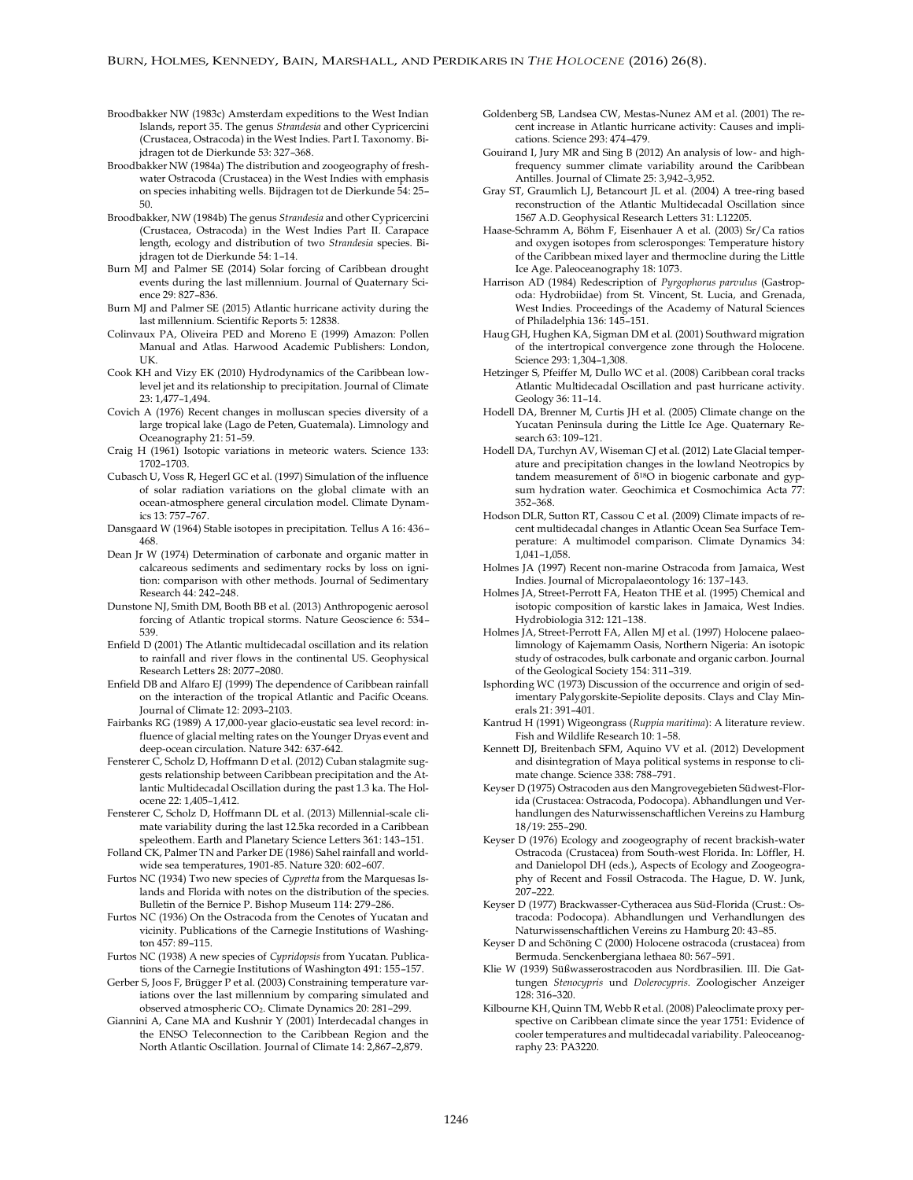Broodbakker NW (1983c) Amsterdam expeditions to the West Indian Islands, report 35. The genus *Strandesia* and other Cypricercini (Crustacea, Ostracoda) in the West Indies. Part I. Taxonomy. Bijdragen tot de Dierkunde 53: 327–368.

Broodbakker NW (1984a) The distribution and zoogeography of freshwater Ostracoda (Crustacea) in the West Indies with emphasis on species inhabiting wells. Bijdragen tot de Dierkunde 54: 25–50.

Broodbakker, NW (1984b) The genus *Strandesia* and other Cypricercini (Crustacea, Ostracoda) in the West Indies Part II. Carapace length, ecology and distribution of two *Strandesia* species. Bijdragen tot de Dierkunde 54: 1–14.

Burn MJ and Palmer SE (2014) Solar forcing of Caribbean drought events during the last millennium. Journal of Quaternary Science 29: 827–836.

Burn MJ and Palmer SE (2015) Atlantic hurricane activity during the last millennium. Scientific Reports 5: 12838.

Colinvaux PA, Oliveira PED and Moreno E (1999) Amazon: Pollen Manual and Atlas. Harwood Academic Publishers: London, UK.

Cook KH and Vizy EK (2010) Hydrodynamics of the Caribbean low-level jet and its relationship to precipitation. Journal of Climate 23: 1,477–1,494.

Covich A (1976) Recent changes in molluscan species diversity of a large tropical lake (Lago de Peten, Guatemala). Limnology and Oceanography 21: 51–59.

Craig H (1961) Isotopic variations in meteoric waters. Science 133: 1702–1703.

Cubasch U, Voss R, Hegerl GC et al. (1997) Simulation of the influence of solar radiation variations on the global climate with an ocean-atmosphere general circulation model. Climate Dynamics 13: 757–767.

Dansgaard W (1964) Stable isotopes in precipitation. Tellus A 16: 436–468.

Dean Jr W (1974) Determination of carbonate and organic matter in calcareous sediments and sedimentary rocks by loss on ignition: comparison with other methods. Journal of Sedimentary Research 44: 242–248.

Dunstone NJ, Smith DM, Booth BB et al. (2013) Anthropogenic aerosol forcing of Atlantic tropical storms. Nature Geoscience 6: 534–539.

Enfield D (2001) The Atlantic multidecadal oscillation and its relation to rainfall and river flows in the continental US. Geophysical Research Letters 28: 2077–2080.

Enfield DB and Alfaro EJ (1999) The dependence of Caribbean rainfall on the interaction of the tropical Atlantic and Pacific Oceans. Journal of Climate 12: 2093–2103.

Fairbanks RG (1989) A 17,000-year glacio-eustatic sea level record: influence of glacial melting rates on the Younger Dryas event and deep-ocean circulation. Nature 342: 637-642.

Fensterer C, Scholz D, Hoffmann D et al. (2012) Cuban stalagmite suggests relationship between Caribbean precipitation and the Atlantic Multidecadal Oscillation during the past 1.3 ka. The Holocene 22: 1,405–1,412.

Fensterer C, Scholz D, Hoffmann DL et al. (2013) Millennial-scale climate variability during the last 12.5ka recorded in a Caribbean speleothem. Earth and Planetary Science Letters 361: 143–151.

Folland CK, Palmer TN and Parker DE (1986) Sahel rainfall and worldwide sea temperatures, 1901-85. Nature 320: 602–607.

Furtos NC (1934) Two new species of *Cypretta* from the Marquesas Islands and Florida with notes on the distribution of the species. Bulletin of the Bernice P. Bishop Museum 114: 279–286.

Furtos NC (1936) On the Ostracoda from the Cenotes of Yucatan and vicinity. Publications of the Carnegie Institutions of Washington 457: 89–115.

Furtos NC (1938) A new species of *Cypridopsis* from Yucatan. Publications of the Carnegie Institutions of Washington 491: 155–157.

Gerber S, Joos F, Brügger P et al. (2003) Constraining temperature variations over the last millennium by comparing simulated and observed atmospheric $CO_2$. Climate Dynamics 20: 281–299.

Giannini A, Cane MA and Kushnir Y (2001) Interdecadal changes in the ENSO Teleconnection to the Caribbean Region and the North Atlantic Oscillation. Journal of Climate 14: 2,867–2,879.

Goldenberg SB, Landsea CW, Mestas-Nunez AM et al. (2001) The recent increase in Atlantic hurricane activity: Causes and implications. Science 293: 474–479.

Gouirand I, Jury MR and Sing B (2012) An analysis of low- and high-frequency summer climate variability around the Caribbean Antilles. Journal of Climate 25: 3,942–3,952.

Gray ST, Graumlich LJ, Betancourt JL et al. (2004) A tree-ring based reconstruction of the Atlantic Multidecadal Oscillation since 1567 A.D. Geophysical Research Letters 31: L12205.

Haase-Schramm A, Böhm F, Eisenhauer A et al. (2003) Sr/Ca ratios and oxygen isotopes from sclerosponges: Temperature history of the Caribbean mixed layer and thermocline during the Little Ice Age. Paleoceanography 18: 1073.

Harrison AD (1984) Redescription of *Pyrgophorus parvulus* (Gastropoda: Hydrobiidae) from St. Vincent, St. Lucia, and Grenada, West Indies. Proceedings of the Academy of Natural Sciences of Philadelphia 136: 145–151.

Haug GH, Hughen KA, Sigman DM et al. (2001) Southward migration of the intertropical convergence zone through the Holocene. Science 293: 1,304–1,308.

Hetzinger S, Pfeiffer M, Dullo WC et al. (2008) Caribbean coral tracks Atlantic Multidecadal Oscillation and past hurricane activity. Geology 36: 11–14.

Hodell DA, Brenner M, Curtis JH et al. (2005) Climate change on the Yucatan Peninsula during the Little Ice Age. Quaternary Research 63: 109–121.

Hodell DA, Turchyn AV, Wiseman CJ et al. (2012) Late Glacial temperature and precipitation changes in the lowland Neotropics by tandem measurement of $\delta^{18}O$ in biogenic carbonate and gypsum hydration water. Geochimica et Cosmochimica Acta 77: 352–368.

Hodson DLR, Sutton RT, Cassou C et al. (2009) Climate impacts of recent multidecadal changes in Atlantic Ocean Sea Surface Temperature: A multimodel comparison. Climate Dynamics 34: 1,041–1,058.

Holmes JA (1997) Recent non-marine Ostracoda from Jamaica, West Indies. Journal of Micropalaeontology 16: 137–143.

Holmes JA, Street-Perrott FA, Heaton THE et al. (1995) Chemical and isotopic composition of karstic lakes in Jamaica, West Indies. Hydrobiologia 312: 121–138.

Holmes JA, Street-Perrott FA, Allen MJ et al. (1997) Holocene palaeolimnology of Kajemarum Oasis, Northern Nigeria: An isotopic study of ostracodes, bulk carbonate and organic carbon. Journal of the Geological Society 154: 311–319.

Isphording WC (1973) Discussion of the occurrence and origin of sedimentary Palygorskite-Sepiolite deposits. Clays and Clay Minerals 21: 391–401.

Kantrud H (1991) Wigeongrass (*Ruppia maritima*): A literature review. Fish and Wildlife Research 10: 1–58.

Kennett DJ, Breitenbach SFM, Aquino VV et al. (2012) Development and disintegration of Maya political systems in response to climate change. Science 338: 788–791.

Keyser D (1975) Ostracoden aus den Mangrovegebieten Südwest-Florida (Crustacea: Ostracoda, Podocopa). Abhandlungen und Verhandlungen des Naturwissenschaftlichen Vereins zu Hamburg 18/19: 255–290.

Keyser D (1976) Ecology and zoogeography of recent brackish-water Ostracoda (Crustacea) from South-west Florida. In: Löffler, H. and Danielopol DH (eds.), Aspects of Ecology and Zoogeography of Recent and Fossil Ostracoda. The Hague, D. W. Junk, 207–222.

Keyser D (1977) Brackwasser-Cytheracea aus Süd-Florida (Crust.: Ostracoda: Podocopa). Abhandlungen und Verhandlungen des Naturwissenschaftlichen Vereins zu Hamburg 20: 43–85.

Keyser D and Schöning C (2000) Holocene ostracoda (crustacea) from Bermuda. Senckenbergiana lethaea 80: 567–591.

Klie W (1939) Süßwasserostracoden aus Nordbrasilien. III. Die Gattungen *Stenocypris* und *Dolerocypris*. Zoologischer Anzeiger 128: 316–320.

Kilbourne KH, Quinn TM, Webb R et al. (2008) Paleoclimate proxy perspective on Caribbean climate since the year 1751: Evidence of cooler temperatures and multidecadal variability. Paleoceanography 23: PA3220.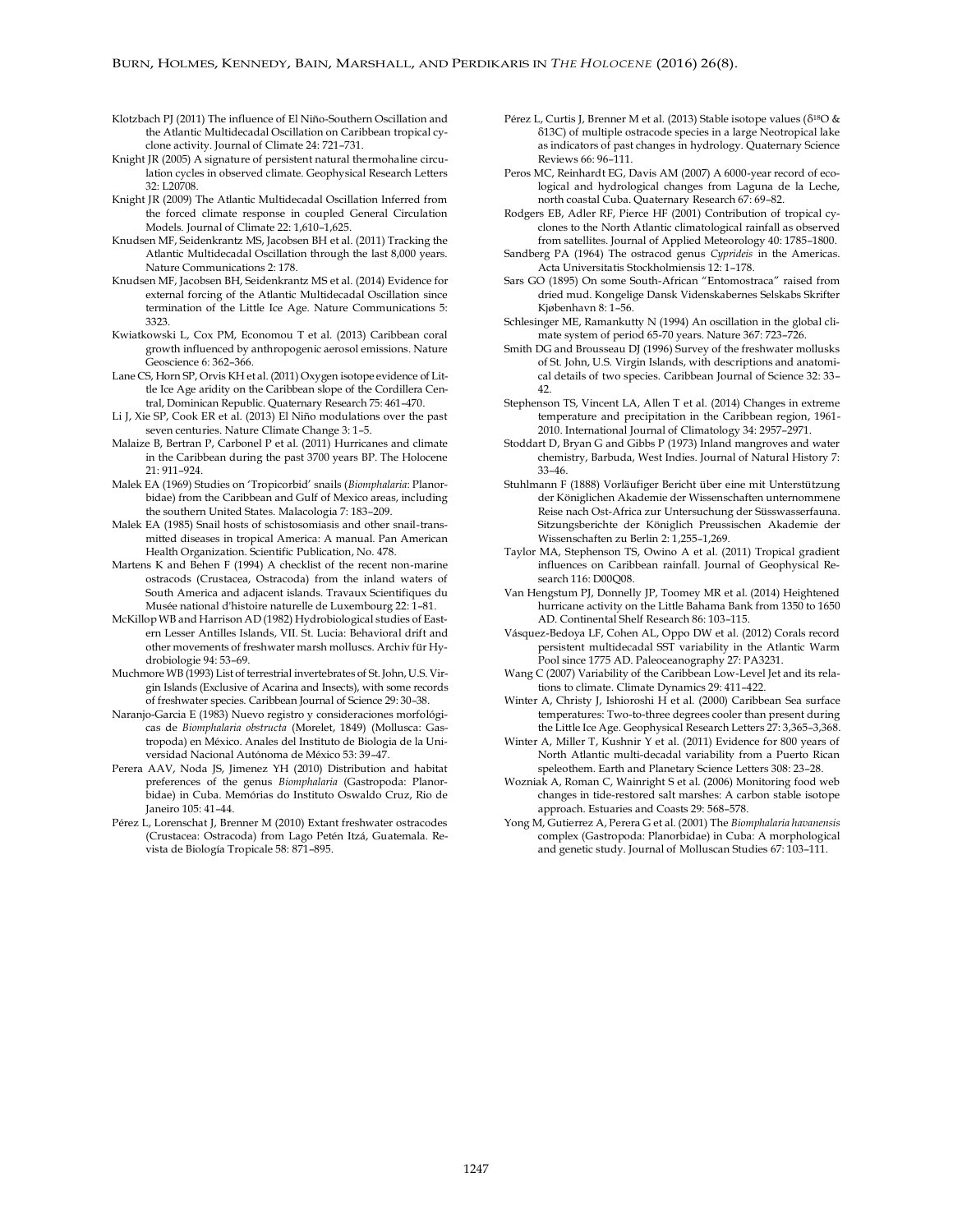Klotzbach PJ (2011) The influence of El Niño-Southern Oscillation and the Atlantic Multidecadal Oscillation on Caribbean tropical cyclone activity. Journal of Climate 24: 721–731.

Knight JR (2005) A signature of persistent natural thermohaline circulation cycles in observed climate. Geophysical Research Letters 32: L20708.

Knight JR (2009) The Atlantic Multidecadal Oscillation Inferred from the forced climate response in coupled General Circulation Models. Journal of Climate 22: 1,610–1,625.

Knudsen MF, Seidenkrantz MS, Jacobsen BH et al. (2011) Tracking the Atlantic Multidecadal Oscillation through the last 8,000 years. Nature Communications 2: 178.

Knudsen MF, Jacobsen BH, Seidenkrantz MS et al. (2014) Evidence for external forcing of the Atlantic Multidecadal Oscillation since termination of the Little Ice Age. Nature Communications 5: 3323.

Kwiatkowski L, Cox PM, Economou T et al. (2013) Caribbean coral growth influenced by anthropogenic aerosol emissions. Nature Geoscience 6: 362–366.

Lane CS, Horn SP, Orvis KH et al. (2011) Oxygen isotope evidence of Little Ice Age aridity on the Caribbean slope of the Cordillera Central, Dominican Republic. Quaternary Research 75: 461–470.

Li J, Xie SP, Cook ER et al. (2013) El Niño modulations over the past seven centuries. Nature Climate Change 3: 1–5.

Malaize B, Bertran P, Carbonel P et al. (2011) Hurricanes and climate in the Caribbean during the past 3700 years BP. The Holocene 21: 911–924.

Malek EA (1969) Studies on 'Tropicorbid' snails (*Biomphalaria*: Planorbidae) from the Caribbean and Gulf of Mexico areas, including the southern United States. Malacologia 7: 183–209.

Malek EA (1985) Snail hosts of schistosomiasis and other snail-transmitted diseases in tropical America: A manual. Pan American Health Organization. Scientific Publication, No. 478.

Martens K and Behen F (1994) A checklist of the recent non-marine ostracods (Crustacea, Ostracoda) from the inland waters of South America and adjacent islands. Travaux Scientifiques du Musée national d'histoire naturelle de Luxembourg 22: 1–81.

McKillop WB and Harrison AD (1982) Hydrobiological studies of Eastern Lesser Antilles Islands, VII. St. Lucia: Behavioral drift and other movements of freshwater marsh molluscs. Archiv für Hydrobiologie 94: 53–69.

Muchmore WB (1993) List of terrestrial invertebrates of St. John, U.S. Virgin Islands (Exclusive of Acarina and Insects), with some records of freshwater species. Caribbean Journal of Science 29: 30–38.

Naranjo-Garcia E (1983) Nuevo registro y consideraciones morfológicas de *Biomphalaria obstructa* (Morelet, 1849) (Mollusca: Gastropoda) en México. Anales del Instituto de Biologia de la Universidad Nacional Autónoma de México 53: 39–47.

Perera AAV, Noda JS, Jimenez YH (2010) Distribution and habitat preferences of the genus *Biomphalaria* (Gastropoda: Planorbidae) in Cuba. Memórias do Instituto Oswaldo Cruz, Rio de Janeiro 105: 41–44.

Pérez L, Lorenschat J, Brenner M (2010) Extant freshwater ostracodes (Crustacea: Ostracoda) from Lago Petén Itzá, Guatemala. Revista de Biología Tropicale 58: 871–895.

Pérez L, Curtis J, Brenner M et al. (2013) Stable isotope values ($\delta^{18}O$ & $\delta 13C$) of multiple ostracode species in a large Neotropical lake as indicators of past changes in hydrology. Quaternary Science Reviews 66: 96–111.

Peros MC, Reinhardt EG, Davis AM (2007) A 6000-year record of ecological and hydrological changes from Laguna de la Leche, north coastal Cuba. Quaternary Research 67: 69–82.

Rodgers EB, Adler RF, Pierce HF (2001) Contribution of tropical cyclones to the North Atlantic climatological rainfall as observed from satellites. Journal of Applied Meteorology 40: 1785–1800.

Sandberg PA (1964) The ostracod genus *Cyprideis* in the Americas. Acta Universitatis Stockholmiensis 12: 1–178.

Sars GO (1895) On some South-African "Entomostraca" raised from dried mud. Kongelige Dansk Videnskabernes Selskabs Skrifter Kjøbenhavn 8: 1–56.

Schlesinger ME, Ramankutty N (1994) An oscillation in the global climate system of period 65-70 years. Nature 367: 723–726.

Smith DG and Brousseau DJ (1996) Survey of the freshwater mollusks of St. John, U.S. Virgin Islands, with descriptions and anatomical details of two species. Caribbean Journal of Science 32: 33–42.

Stephenson TS, Vincent LA, Allen T et al. (2014) Changes in extreme temperature and precipitation in the Caribbean region, 1961-2010. International Journal of Climatology 34: 2957–2971.

Stoddart D, Bryan G and Gibbs P (1973) Inland mangroves and water chemistry, Barbuda, West Indies. Journal of Natural History 7: 33–46.

Stuhlmann F (1888) Vorläufiger Bericht über eine mit Unterstützung der Königlichen Akademie der Wissenschaften unternommene Reise nach Ost-Africa zur Untersuchung der Süsswasserfauna. Sitzungsberichte der Königlich Preussischen Akademie der Wissenschaften zu Berlin 2: 1,255–1,269.

Taylor MA, Stephenson TS, Owino A et al. (2011) Tropical gradient influences on Caribbean rainfall. Journal of Geophysical Research 116: D00Q08.

Van Hengstum PJ, Donnelly JP, Toomey MR et al. (2014) Heightened hurricane activity on the Little Bahama Bank from 1350 to 1650 AD. Continental Shelf Research 86: 103–115.

Vásquez-Bedoya LF, Cohen AL, Oppo DW et al. (2012) Corals record persistent multidecadal SST variability in the Atlantic Warm Pool since 1775 AD. Paleoceanography 27: PA3231.

Wang C (2007) Variability of the Caribbean Low-Level Jet and its relations to climate. Climate Dynamics 29: 411–422.

Winter A, Christy J, Ishioroshi H et al. (2000) Caribbean Sea surface temperatures: Two-to-three degrees cooler than present during the Little Ice Age. Geophysical Research Letters 27: 3,365–3,368.

Winter A, Miller T, Kushnir Y et al. (2011) Evidence for 800 years of North Atlantic multi-decadal variability from a Puerto Rican speleothem. Earth and Planetary Science Letters 308: 23–28.

Wozniak A, Roman C, Wainright S et al. (2006) Monitoring food web changes in tide-restored salt marshes: A carbon stable isotope approach. Estuaries and Coasts 29: 568–578.

Yong M, Gutierrez A, Perera G et al. (2001) The *Biomphalaria havanensis* complex (Gastropoda: Planorbidae) in Cuba: A morphological and genetic study. Journal of Molluscan Studies 67: 103–111.